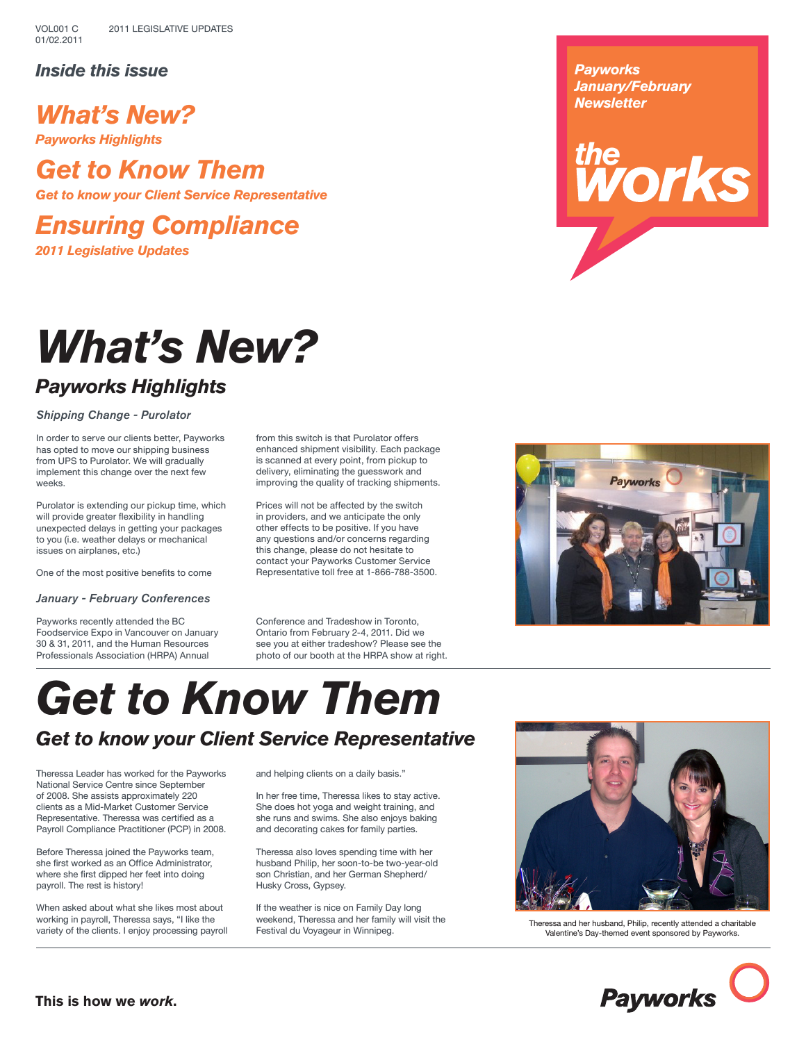VOL001 C 2011 LEGISLATIVE UPDATES
01/02.2011

***Inside this issue***

***What's New?***
*Payworks Highlights*

***Get to Know Them***
*Get to know your Client Service Representative*

***Ensuring Compliance***
*2011 Legislative Updates*

*Payworks January/February Newsletter*

**the works**

# What's New?

## Payworks Highlights

### *Shipping Change - Purolator*

In order to serve our clients better, Payworks has opted to move our shipping business from UPS to Purolator. We will gradually implement this change over the next few weeks.

Purolator is extending our pickup time, which will provide greater flexibility in handling unexpected delays in getting your packages to you (i.e. weather delays or mechanical issues on airplanes, etc.)

One of the most positive benefits to come from this switch is that Purolator offers enhanced shipment visibility. Each package is scanned at every point, from pickup to delivery, eliminating the guesswork and improving the quality of tracking shipments.

Prices will not be affected by the switch in providers, and we anticipate the only other effects to be positive. If you have any questions and/or concerns regarding this change, please do not hesitate to contact your Payworks Customer Service Representative toll free at 1-866-788-3500.

### *January - February Conferences*

Payworks recently attended the BC Foodservice Expo in Vancouver on January 30 & 31, 2011, and the Human Resources Professionals Association (HRPA) Annual Conference and Tradeshow in Toronto, Ontario from February 2-4, 2011. Did we see you at either tradeshow? Please see the photo of our booth at the HRPA show at right.

# Get to Know Them

## Get to know your Client Service Representative

Theressa Leader has worked for the Payworks National Service Centre since September of 2008. She assists approximately 220 clients as a Mid-Market Customer Service Representative. Theressa was certified as a Payroll Compliance Practitioner (PCP) in 2008.

Before Theressa joined the Payworks team, she first worked as an Office Administrator, where she first dipped her feet into doing payroll. The rest is history!

When asked about what she likes most about working in payroll, Theressa says, "I like the variety of the clients. I enjoy processing payroll and helping clients on a daily basis."

In her free time, Theressa likes to stay active. She does hot yoga and weight training, and she runs and swims. She also enjoys baking and decorating cakes for family parties.

Theressa also loves spending time with her husband Philip, her soon-to-be two-year-old son Christian, and her German Shepherd/ Husky Cross, Gypsey.

If the weather is nice on Family Day long weekend, Theressa and her family will visit the Festival du Voyageur in Winnipeg.

Theressa and her husband, Philip, recently attended a charitable Valentine's Day-themed event sponsored by Payworks.

**This is how we *work*.**

Payworks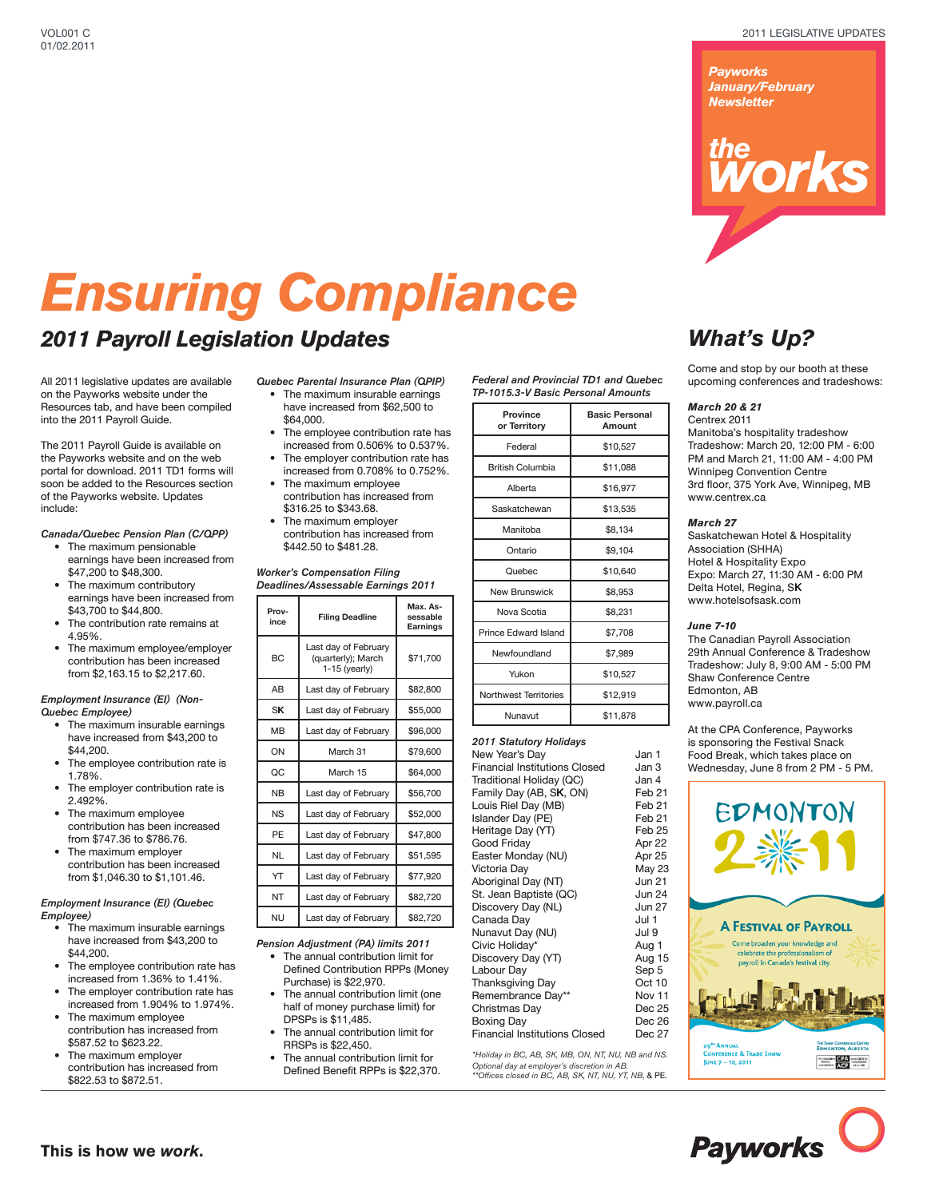VOL001 C
01/02.2011

2011 LEGISLATIVE UPDATES

*Payworks January/February Newsletter*

**the works**

# Ensuring Compliance

## 2011 Payroll Legislation Updates

All 2011 legislative updates are available on the Payworks website under the Resources tab, and have been compiled into the 2011 Payroll Guide.

The 2011 Payroll Guide is available on the Payworks website and on the web portal for download. 2011 TD1 forms will soon be added to the Resources section of the Payworks website. Updates include:

*Canada/Quebec Pension Plan (C/QPP)*

- The maximum pensionable earnings have been increased from $47,200 to $48,300.
- The maximum contributory earnings have been increased from $43,700 to $44,800.
- The contribution rate remains at 4.95%.
- The maximum employee/employer contribution has been increased from $2,163.15 to $2,217.60.

*Employment Insurance (EI) (Non-Quebec Employee)*

- The maximum insurable earnings have increased from $43,200 to $44,200.
- The employee contribution rate is 1.78%.
- The employer contribution rate is 2.492%.
- The maximum employee contribution has been increased from $747.36 to $786.76.
- The maximum employer contribution has been increased from $1,046.30 to $1,101.46.

*Employment Insurance (EI) (Quebec Employee)*

- The maximum insurable earnings have increased from $43,200 to $44,200.
- The employee contribution rate has increased from 1.36% to 1.41%.
- The employer contribution rate has increased from 1.904% to 1.974%.
- The maximum employee contribution has increased from $587.52 to $623.22.
- The maximum employer contribution has increased from $822.53 to $872.51.

*Quebec Parental Insurance Plan (QPIP)*

- The maximum insurable earnings have increased from $62,500 to $64,000.
- The employee contribution rate has increased from 0.506% to 0.537%.
- The employer contribution rate has increased from 0.708% to 0.752%.
- The maximum employee contribution has increased from $316.25 to $343.68.
- The maximum employer contribution has increased from $442.50 to $481.28.

*Worker's Compensation Filing Deadlines/Assessable Earnings 2011*

| Province | Filing Deadline | Max. Assessable Earnings |
|---|---|---|
| BC | Last day of February (quarterly); March 1-15 (yearly) | $71,700 |
| AB | Last day of February | $82,800 |
| SK | Last day of February | $55,000 |
| MB | Last day of February | $96,000 |
| ON | March 31 | $79,600 |
| QC | March 15 | $64,000 |
| NB | Last day of February | $56,700 |
| NS | Last day of February | $52,000 |
| PE | Last day of February | $47,800 |
| NL | Last day of February | $51,595 |
| YT | Last day of February | $77,920 |
| NT | Last day of February | $82,720 |
| NU | Last day of February | $82,720 |

*Pension Adjustment (PA) limits 2011*

- The annual contribution limit for Defined Contribution RPPs (Money Purchase) is $22,970.
- The annual contribution limit (one half of money purchase limit) for DPSPs is $11,485.
- The annual contribution limit for RRSPs is $22,450.
- The annual contribution limit for Defined Benefit RPPs is $22,370.

*Federal and Provincial TD1 and Quebec TP-1015.3-V Basic Personal Amounts*

| Province or Territory | Basic Personal Amount |
|---|---|
| Federal | $10,527 |
| British Columbia | $11,088 |
| Alberta | $16,977 |
| Saskatchewan | $13,535 |
| Manitoba | $8,134 |
| Ontario | $9,104 |
| Quebec | $10,640 |
| New Brunswick | $8,953 |
| Nova Scotia | $8,231 |
| Prince Edward Island | $7,708 |
| Newfoundland | $7,989 |
| Yukon | $10,527 |
| Northwest Territories | $12,919 |
| Nunavut | $11,878 |

*2011 Statutory Holidays*

| | |
|---|---|
| New Year's Day | Jan 1 |
| Financial Institutions Closed | Jan 3 |
| Traditional Holiday (QC) | Jan 4 |
| Family Day (AB, SK, ON) | Feb 21 |
| Louis Riel Day (MB) | Feb 21 |
| Islander Day (PE) | Feb 21 |
| Heritage Day (YT) | Feb 25 |
| Good Friday | Apr 22 |
| Easter Monday (NU) | Apr 25 |
| Victoria Day | May 23 |
| Aboriginal Day (NT) | Jun 21 |
| St. Jean Baptiste (QC) | Jun 24 |
| Discovery Day (NL) | Jun 27 |
| Canada Day | Jul 1 |
| Nunavut Day (NU) | Jul 9 |
| Civic Holiday* | Aug 1 |
| Discovery Day (YT) | Aug 15 |
| Labour Day | Sep 5 |
| Thanksgiving Day | Oct 10 |
| Remembrance Day** | Nov 11 |
| Christmas Day | Dec 25 |
| Boxing Day | Dec 26 |
| Financial Institutions Closed | Dec 27 |

*\*Holiday in BC, AB, SK, MB, ON, NT, NU, NB and NS. Optional day at employer's discretion in AB.*
*\*\*Offices closed in BC, AB, SK, NT, NU, YT, NB, & PE.*

## What's Up?

Come and stop by our booth at these upcoming conferences and tradeshows:

***March 20 & 21***
Centrex 2011
Manitoba's hospitality tradeshow
Tradeshow: March 20, 12:00 PM - 6:00 PM and March 21, 11:00 AM - 4:00 PM
Winnipeg Convention Centre
3rd floor, 375 York Ave, Winnipeg, MB
www.centrex.ca

***March 27***
Saskatchewan Hotel & Hospitality Association (SHHA)
Hotel & Hospitality Expo
Expo: March 27, 11:30 AM - 6:00 PM
Delta Hotel, Regina, SK
www.hotelsofsask.com

***June 7-10***
The Canadian Payroll Association
29th Annual Conference & Tradeshow
Tradeshow: July 8, 9:00 AM - 5:00 PM
Shaw Conference Centre
Edmonton, AB
www.payroll.ca

At the CPA Conference, Payworks is sponsoring the Festival Snack Food Break, which takes place on Wednesday, June 8 from 2 PM - 5 PM.

EDMONTON 2011

A FESTIVAL OF PAYROLL

Come broaden your knowledge and celebrate the professionalism of payroll in Canada's festival city.

29th Annual Conference & Trade Show
June 7 – 10, 2011

The Shaw Conference Centre
Edmonton, Alberta

**This is how we *work*.**

Payworks